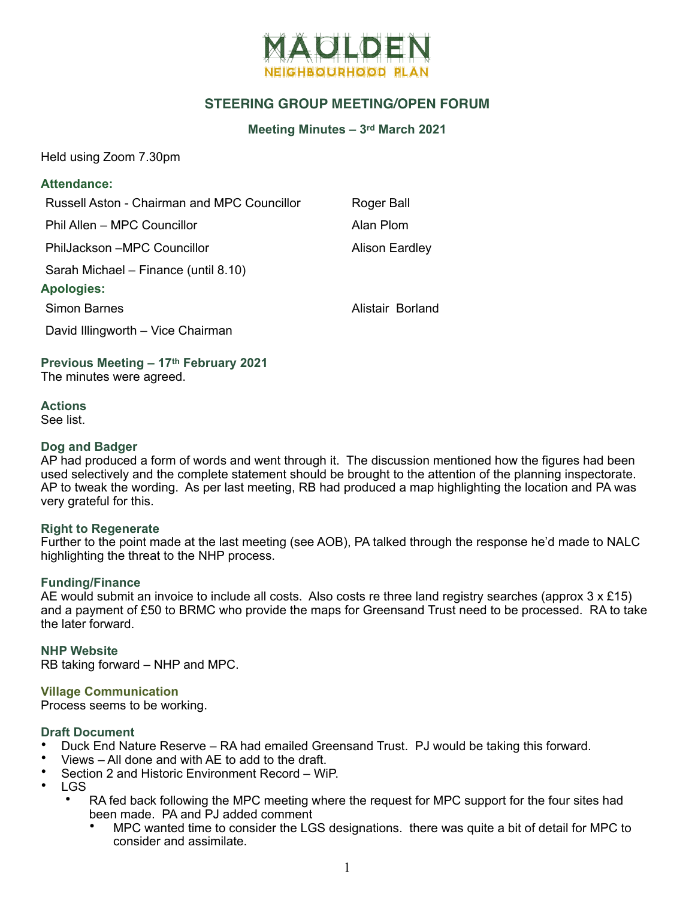# MAULDEN

NEIGHBOURHOOD PLAN

## STEERING GROUP MEETING/OPEN FORUM

### Meeting Minutes – 3rd March 2021

Held using Zoom 7.30pm

### Attendance:

| | |
|---|---|
| Russell Aston - Chairman and MPC Councillor | Roger Ball |
| Phil Allen – MPC Councillor | Alan Plom |
| PhilJackson –MPC Councillor | Alison Eardley |
| Sarah Michael – Finance (until 8.10) | |

### Apologies:

| | |
|---|---|
| Simon Barnes | Alistair Borland |
| David Illingworth – Vice Chairman | |

### Previous Meeting – 17th February 2021

The minutes were agreed.

### Actions

See list.

### Dog and Badger

AP had produced a form of words and went through it. The discussion mentioned how the figures had been used selectively and the complete statement should be brought to the attention of the planning inspectorate. AP to tweak the wording. As per last meeting, RB had produced a map highlighting the location and PA was very grateful for this.

### Right to Regenerate

Further to the point made at the last meeting (see AOB), PA talked through the response he'd made to NALC highlighting the threat to the NHP process.

### Funding/Finance

AE would submit an invoice to include all costs. Also costs re three land registry searches (approx 3 x £15) and a payment of £50 to BRMC who provide the maps for Greensand Trust need to be processed. RA to take the later forward.

### NHP Website

RB taking forward – NHP and MPC.

### Village Communication

Process seems to be working.

### Draft Document

- Duck End Nature Reserve – RA had emailed Greensand Trust. PJ would be taking this forward.
- Views – All done and with AE to add to the draft.
- Section 2 and Historic Environment Record – WiP.
- LGS
  - RA fed back following the MPC meeting where the request for MPC support for the four sites had been made. PA and PJ added comment
    - MPC wanted time to consider the LGS designations. there was quite a bit of detail for MPC to consider and assimilate.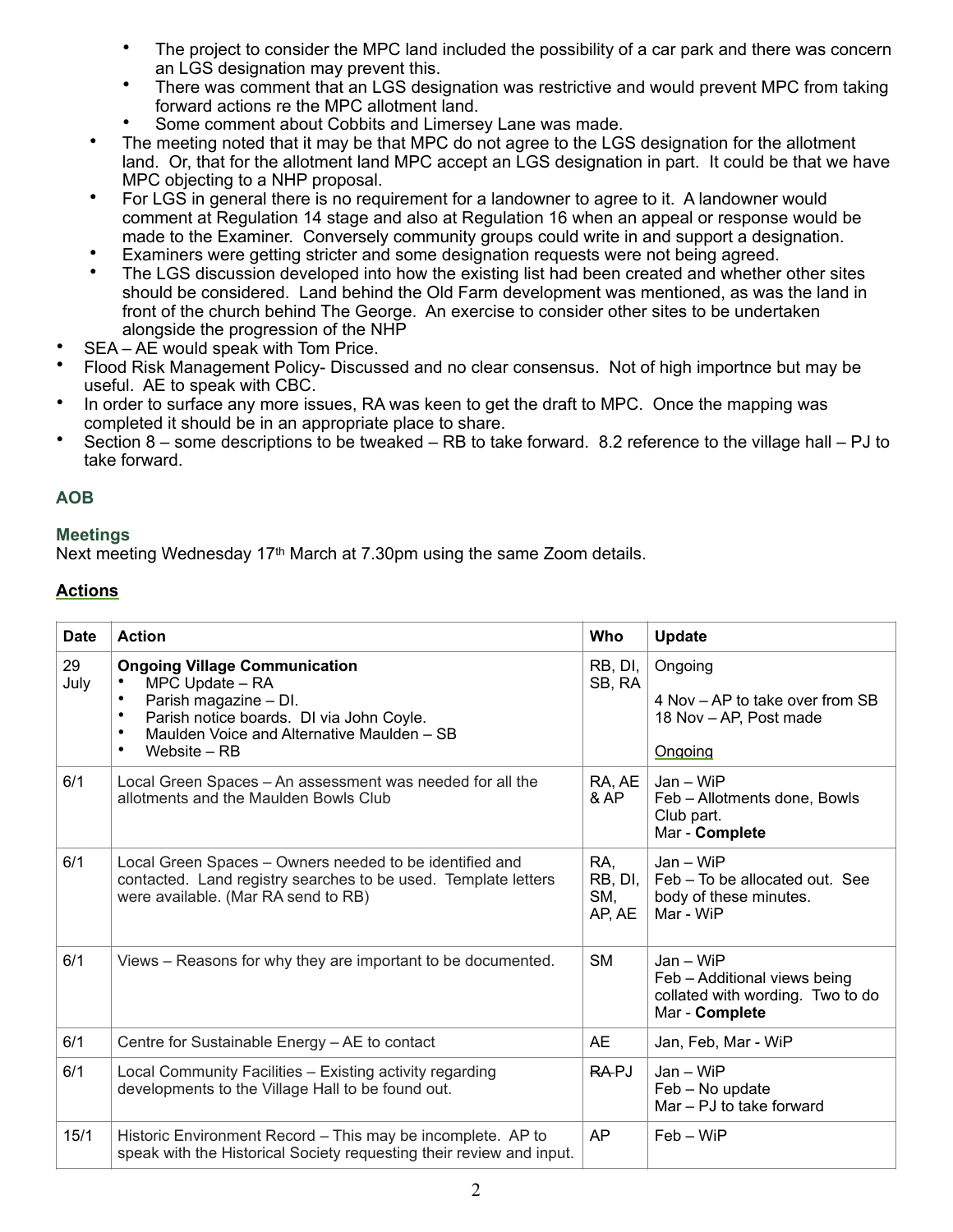- The project to consider the MPC land included the possibility of a car park and there was concern an LGS designation may prevent this.
    - There was comment that an LGS designation was restrictive and would prevent MPC from taking forward actions re the MPC allotment land.
    - Some comment about Cobbits and Limersey Lane was made.
  - The meeting noted that it may be that MPC do not agree to the LGS designation for the allotment land. Or, that for the allotment land MPC accept an LGS designation in part. It could be that we have MPC objecting to a NHP proposal.
  - For LGS in general there is no requirement for a landowner to agree to it. A landowner would comment at Regulation 14 stage and also at Regulation 16 when an appeal or response would be made to the Examiner. Conversely community groups could write in and support a designation.
  - Examiners were getting stricter and some designation requests were not being agreed.
  - The LGS discussion developed into how the existing list had been created and whether other sites should be considered. Land behind the Old Farm development was mentioned, as was the land in front of the church behind The George. An exercise to consider other sites to be undertaken alongside the progression of the NHP
- SEA – AE would speak with Tom Price.
- Flood Risk Management Policy- Discussed and no clear consensus. Not of high importnce but may be useful. AE to speak with CBC.
- In order to surface any more issues, RA was keen to get the draft to MPC. Once the mapping was completed it should be in an appropriate place to share.
- Section 8 – some descriptions to be tweaked – RB to take forward. 8.2 reference to the village hall – PJ to take forward.

### AOB

### Meetings

Next meeting Wednesday 17th March at 7.30pm using the same Zoom details.

### Actions

| Date | Action | Who | Update |
|---|---|---|---|
| 29 July | **Ongoing Village Communication**<br>• MPC Update – RA<br>• Parish magazine – DI.<br>• Parish notice boards. DI via John Coyle.<br>• Maulden Voice and Alternative Maulden – SB<br>• Website – RB | RB, DI, SB, RA | Ongoing<br><br>4 Nov – AP to take over from SB<br>18 Nov – AP, Post made<br><br>Ongoing |
| 6/1 | Local Green Spaces – An assessment was needed for all the allotments and the Maulden Bowls Club | RA, AE & AP | Jan – WiP<br>Feb – Allotments done, Bowls Club part.<br>Mar - **Complete** |
| 6/1 | Local Green Spaces – Owners needed to be identified and contacted. Land registry searches to be used. Template letters were available. (Mar RA send to RB) | RA, RB, DI, SM, AP, AE | Jan – WiP<br>Feb – To be allocated out. See body of these minutes.<br>Mar - WiP |
| 6/1 | Views – Reasons for why they are important to be documented. | SM | Jan – WiP<br>Feb – Additional views being collated with wording. Two to do<br>Mar - **Complete** |
| 6/1 | Centre for Sustainable Energy – AE to contact | AE | Jan, Feb, Mar - WiP |
| 6/1 | Local Community Facilities – Existing activity regarding developments to the Village Hall to be found out. | ~~RA~~ PJ | Jan – WiP<br>Feb – No update<br>Mar – PJ to take forward |
| 15/1 | Historic Environment Record – This may be incomplete. AP to speak with the Historical Society requesting their review and input. | AP | Feb – WiP |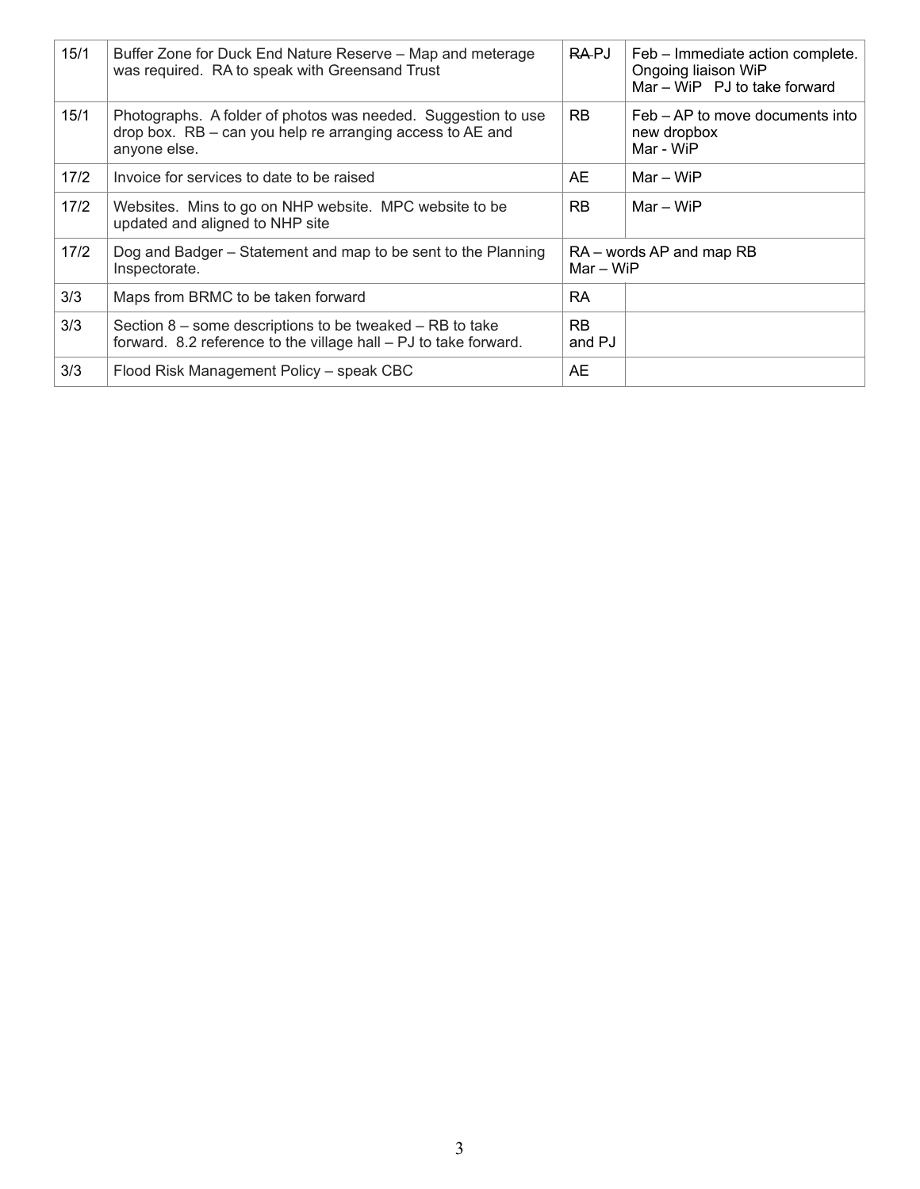| | | | |
|---|---|---|---|
| 15/1 | Buffer Zone for Duck End Nature Reserve – Map and meterage was required. RA to speak with Greensand Trust | ~~RA~~ PJ | Feb – Immediate action complete. Ongoing liaison WiP<br>Mar – WiP PJ to take forward |
| 15/1 | Photographs. A folder of photos was needed. Suggestion to use drop box. RB – can you help re arranging access to AE and anyone else. | RB | Feb – AP to move documents into new dropbox<br>Mar - WiP |
| 17/2 | Invoice for services to date to be raised | AE | Mar – WiP |
| 17/2 | Websites. Mins to go on NHP website. MPC website to be updated and aligned to NHP site | RB | Mar – WiP |
| 17/2 | Dog and Badger – Statement and map to be sent to the Planning Inspectorate. | RA – words AP and map RB<br>Mar – WiP | |
| 3/3 | Maps from BRMC to be taken forward | RA | |
| 3/3 | Section 8 – some descriptions to be tweaked – RB to take forward. 8.2 reference to the village hall – PJ to take forward. | RB and PJ | |
| 3/3 | Flood Risk Management Policy – speak CBC | AE | |